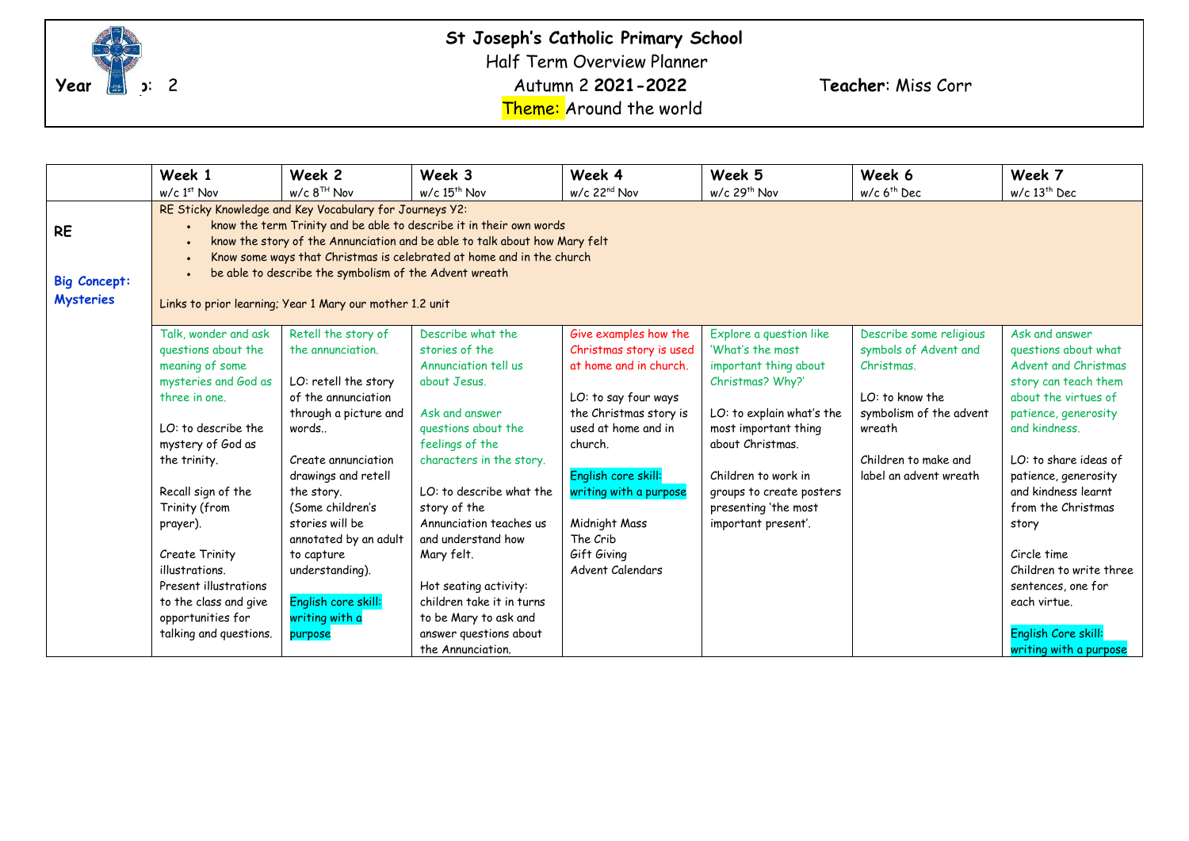# St Joseph's Catholic Primary School

Half Term Overview Planner

**Year group:** 2

Autumn 2 **2021-2022**

**Teacher**: Miss Corr

Theme: Around the world

| | Week 1<br>w/c 1st Nov | Week 2<br>w/c 8TH Nov | Week 3<br>w/c 15th Nov | Week 4<br>w/c 22nd Nov | Week 5<br>w/c 29th Nov | Week 6<br>w/c 6th Dec | Week 7<br>w/c 13th Dec |
|---|---|---|---|---|---|---|---|
| **RE**<br><br>**Big Concept: Mysteries** | RE Sticky Knowledge and Key Vocabulary for Journeys Y2:<br>• know the term Trinity and be able to describe it in their own words<br>• know the story of the Annunciation and be able to talk about how Mary felt<br>• Know some ways that Christmas is celebrated at home and in the church<br>• be able to describe the symbolism of the Advent wreath<br><br>Links to prior learning; Year 1 Mary our mother 1.2 unit | | | | | | |
| | Talk, wonder and ask questions about the meaning of some mysteries and God as three in one.<br><br>LO: to describe the mystery of God as the trinity.<br><br>Recall sign of the Trinity (from prayer).<br><br>Create Trinity illustrations.<br>Present illustrations to the class and give opportunities for talking and questions. | Retell the story of the annunciation.<br><br>LO: retell the story of the annunciation through a picture and words..<br><br>Create annunciation drawings and retell the story.<br>(Some children's stories will be annotated by an adult to capture understanding).<br><br>English core skill: writing with a purpose | Describe what the stories of the Annunciation tell us about Jesus.<br><br>Ask and answer questions about the feelings of the characters in the story.<br><br>LO: to describe what the story of the Annunciation teaches us and understand how Mary felt.<br><br>Hot seating activity: children take it in turns to be Mary to ask and answer questions about the Annunciation. | Give examples how the Christmas story is used at home and in church.<br><br>LO: to say four ways the Christmas story is used at home and in church.<br><br>English core skill: writing with a purpose<br><br>Midnight Mass<br>The Crib<br>Gift Giving<br>Advent Calendars | Explore a question like 'What's the most important thing about Christmas? Why?'<br><br>LO: to explain what's the most important thing about Christmas.<br><br>Children to work in groups to create posters presenting 'the most important present'. | Describe some religious symbols of Advent and Christmas.<br><br>LO: to know the symbolism of the advent wreath<br><br>Children to make and label an advent wreath | Ask and answer questions about what Advent and Christmas story can teach them about the virtues of patience, generosity and kindness.<br><br>LO: to share ideas of patience, generosity and kindness learnt from the Christmas story<br><br>Circle time<br>Children to write three sentences, one for each virtue.<br><br>English Core skill: writing with a purpose |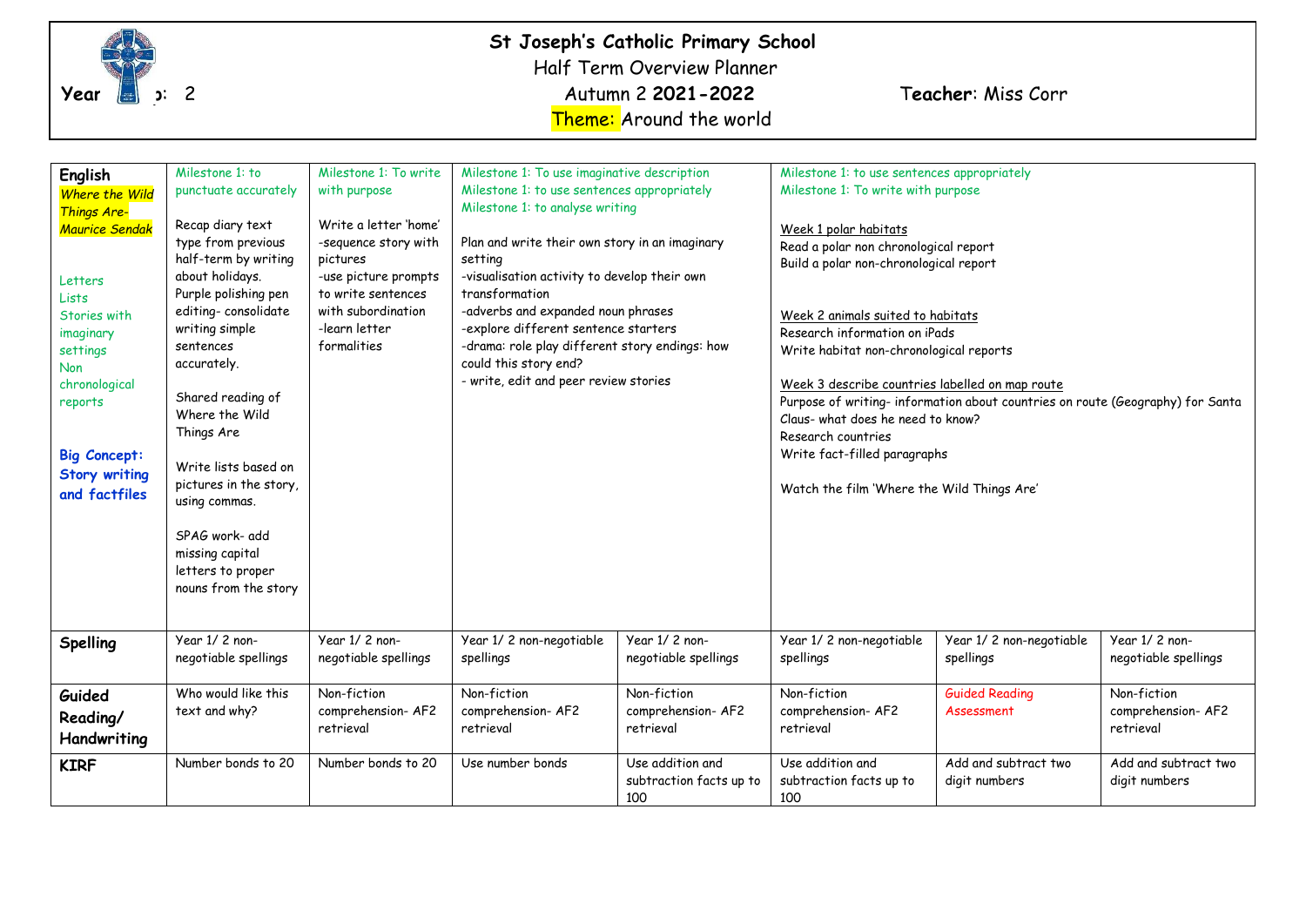# St Joseph's Catholic Primary School

Half Term Overview Planner

**Year** ɔ: 2 — Autumn 2 **2021-2022** — **Teacher**: Miss Corr

Theme: Around the world

| **English**<br>*Where the Wild Things Are- Maurice Sendak*<br><br>Letters<br>Lists<br>Stories with imaginary settings<br>Non chronological reports<br><br>**Big Concept: Story writing and factfiles** | Milestone 1: to punctuate accurately<br><br>Recap diary text type from previous half-term by writing about holidays. Purple polishing pen editing- consolidate writing simple sentences accurately.<br><br>Shared reading of Where the Wild Things Are<br><br>Write lists based on pictures in the story, using commas.<br><br>SPAG work- add missing capital letters to proper nouns from the story | Milestone 1: To write with purpose<br><br>Write a letter 'home'<br>-sequence story with pictures<br>-use picture prompts to write sentences with subordination<br>-learn letter formalities | Milestone 1: To use imaginative description<br>Milestone 1: to use sentences appropriately<br>Milestone 1: to analyse writing<br><br>Plan and write their own story in an imaginary setting<br>-visualisation activity to develop their own transformation<br>-adverbs and expanded noun phrases<br>-explore different sentence starters<br>-drama: role play different story endings: how could this story end?<br>- write, edit and peer review stories | | Milestone 1: to use sentences appropriately<br>Milestone 1: To write with purpose<br><br>Week 1 polar habitats<br>Read a polar non chronological report<br>Build a polar non-chronological report<br><br>Week 2 animals suited to habitats<br>Research information on iPads<br>Write habitat non-chronological reports<br><br>Week 3 describe countries labelled on map route<br>Purpose of writing- information about countries on route (Geography) for Santa Claus- what does he need to know?<br>Research countries<br>Write fact-filled paragraphs<br><br>Watch the film 'Where the Wild Things Are' | | |
|---|---|---|---|---|---|---|---|
| **Spelling** | Year 1/ 2 non-negotiable spellings | Year 1/ 2 non-negotiable spellings | Year 1/ 2 non-negotiable spellings | Year 1/ 2 non-negotiable spellings | Year 1/ 2 non-negotiable spellings | Year 1/ 2 non-negotiable spellings | Year 1/ 2 non-negotiable spellings |
| **Guided Reading/ Handwriting** | Who would like this text and why? | Non-fiction comprehension- AF2 retrieval | Non-fiction comprehension- AF2 retrieval | Non-fiction comprehension- AF2 retrieval | Non-fiction comprehension- AF2 retrieval | Guided Reading Assessment | Non-fiction comprehension- AF2 retrieval |
| **KIRF** | Number bonds to 20 | Number bonds to 20 | Use number bonds | Use addition and subtraction facts up to 100 | Use addition and subtraction facts up to 100 | Add and subtract two digit numbers | Add and subtract two digit numbers |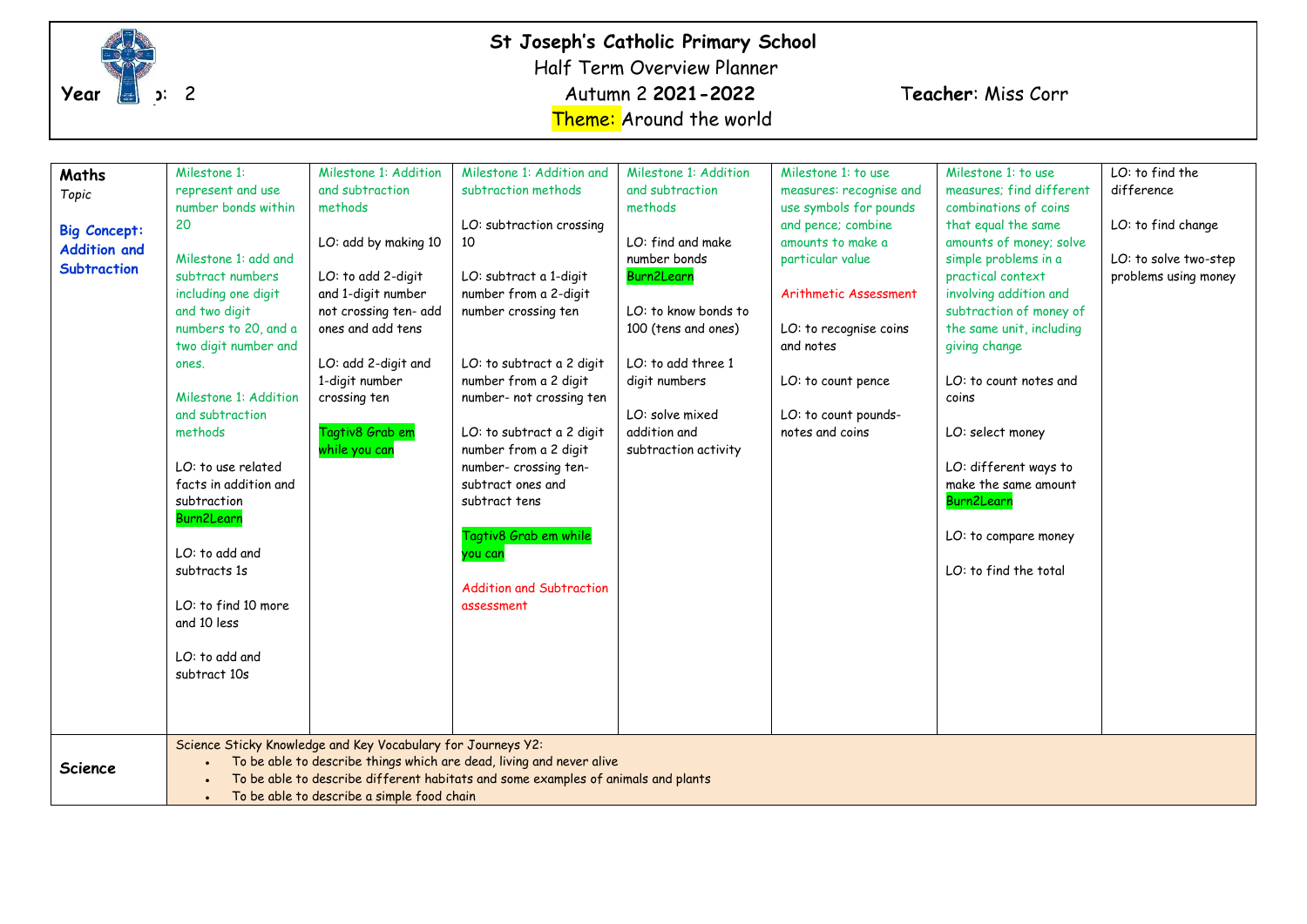# St Joseph's Catholic Primary School

Half Term Overview Planner

**Year Group:** 2

Autumn 2 **2021-2022**

**Teacher**: Miss Corr

Theme: Around the world

| | | | | | | | |
|---|---|---|---|---|---|---|---|
| **Maths** *Topic* **Big Concept: Addition and Subtraction** | Milestone 1: represent and use number bonds within 20<br><br>Milestone 1: add and subtract numbers including one digit and two digit numbers to 20, and a two digit number and ones.<br><br>Milestone 1: Addition and subtraction methods<br><br>LO: to use related facts in addition and subtraction<br>Burn2Learn<br><br>LO: to add and subtracts 1s<br><br>LO: to find 10 more and 10 less<br><br>LO: to add and subtract 10s | Milestone 1: Addition and subtraction methods<br><br>LO: add by making 10<br><br>LO: to add 2-digit and 1-digit number not crossing ten- add ones and add tens<br><br>LO: add 2-digit and 1-digit number crossing ten<br><br>Tagtiv8 Grab em while you can | Milestone 1: Addition and subtraction methods<br><br>LO: subtraction crossing 10<br><br>LO: subtract a 1-digit number from a 2-digit number crossing ten<br><br>LO: to subtract a 2 digit number from a 2 digit number- not crossing ten<br><br>LO: to subtract a 2 digit number from a 2 digit number- crossing ten- subtract ones and subtract tens<br><br>Tagtiv8 Grab em while you can<br><br>Addition and Subtraction assessment | Milestone 1: Addition and subtraction methods<br><br>LO: find and make number bonds<br>Burn2Learn<br><br>LO: to know bonds to 100 (tens and ones)<br><br>LO: to add three 1 digit numbers<br><br>LO: solve mixed addition and subtraction activity | Milestone 1: to use measures: recognise and use symbols for pounds and pence; combine amounts to make a particular value<br><br>Arithmetic Assessment<br><br>LO: to recognise coins and notes<br><br>LO: to count pence<br><br>LO: to count pounds- notes and coins | Milestone 1: to use measures; find different combinations of coins that equal the same amounts of money; solve simple problems in a practical context involving addition and subtraction of money of the same unit, including giving change<br><br>LO: to count notes and coins<br><br>LO: select money<br><br>LO: different ways to make the same amount<br>Burn2Learn<br><br>LO: to compare money<br><br>LO: to find the total | LO: to find the difference<br><br>LO: to find change<br><br>LO: to solve two-step problems using money |
| **Science** | Science Sticky Knowledge and Key Vocabulary for Journeys Y2:<br>• To be able to describe things which are dead, living and never alive<br>• To be able to describe different habitats and some examples of animals and plants<br>• To be able to describe a simple food chain | | | | | | |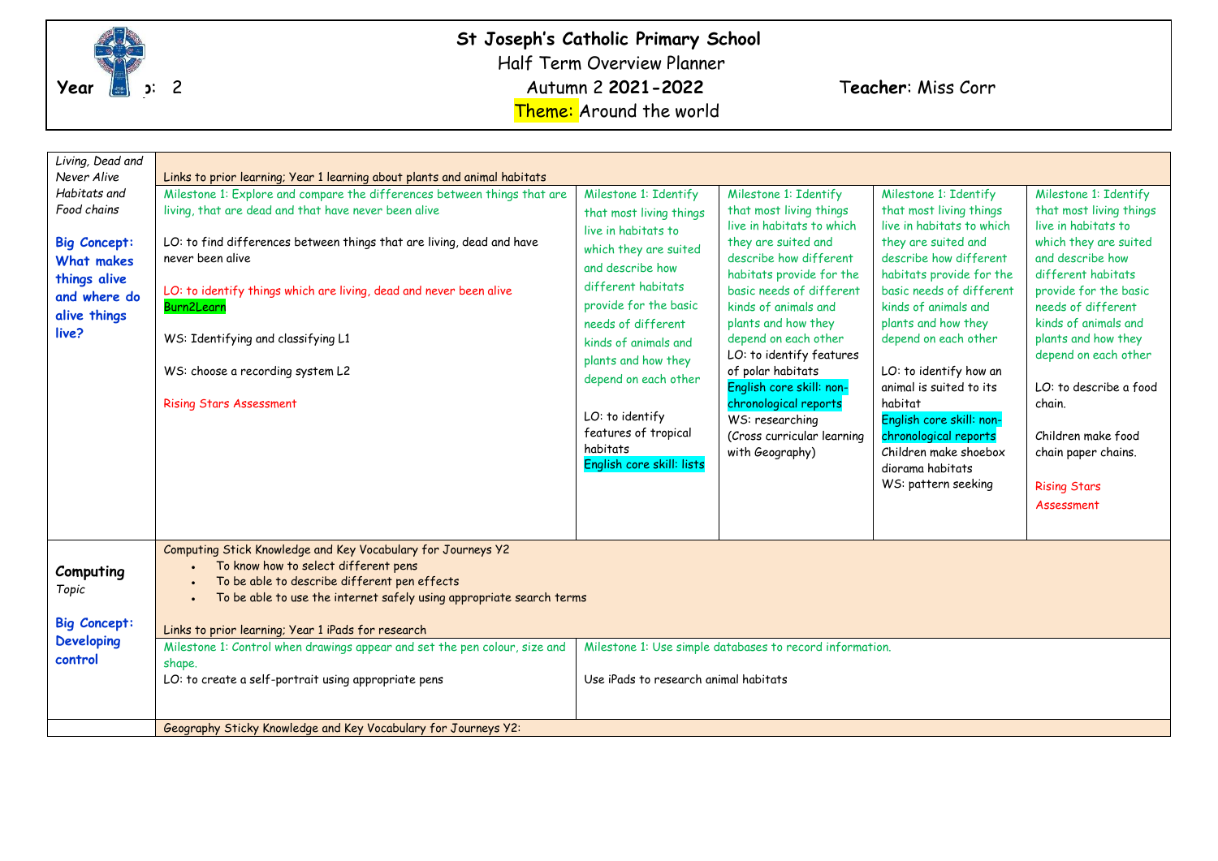# St Joseph's Catholic Primary School

Half Term Overview Planner

Autumn 2 **2021-2022**

**Year** Group: 2

**Teacher**: Miss Corr

Theme: Around the world

| | | | | | |
|---|---|---|---|---|---|
| *Living, Dead and Never Alive Habitats and Food chains*<br><br>**Big Concept: What makes things alive and where do alive things live?** | Links to prior learning; Year 1 learning about plants and animal habitats | | | | |
| | Milestone 1: Explore and compare the differences between things that are living, that are dead and that have never been alive<br><br>LO: to find differences between things that are living, dead and have never been alive<br><br>LO: to identify things which are living, dead and never been alive<br>Burn2Learn<br><br>WS: Identifying and classifying L1<br><br>WS: choose a recording system L2<br><br>Rising Stars Assessment | Milestone 1: Identify that most living things live in habitats to which they are suited and describe how different habitats provide for the basic needs of different kinds of animals and plants and how they depend on each other<br><br>LO: to identify features of tropical habitats<br>English core skill: lists | Milestone 1: Identify that most living things live in habitats to which they are suited and describe how different habitats provide for the basic needs of different kinds of animals and plants and how they depend on each other<br>LO: to identify features of polar habitats<br>English core skill: non-chronological reports<br>WS: researching<br>(Cross curricular learning with Geography) | Milestone 1: Identify that most living things live in habitats to which they are suited and describe how different habitats provide for the basic needs of different kinds of animals and plants and how they depend on each other<br><br>LO: to identify how an animal is suited to its habitat<br>English core skill: non-chronological reports<br>Children make shoebox diorama habitats<br>WS: pattern seeking | Milestone 1: Identify that most living things live in habitats to which they are suited and describe how different habitats provide for the basic needs of different kinds of animals and plants and how they depend on each other<br><br>LO: to describe a food chain.<br><br>Children make food chain paper chains.<br><br>Rising Stars Assessment |
| **Computing**<br>*Topic*<br><br>**Big Concept: Developing control** | Computing Stick Knowledge and Key Vocabulary for Journeys Y2<br>• To know how to select different pens<br>• To be able to describe different pen effects<br>• To be able to use the internet safely using appropriate search terms<br><br>Links to prior learning; Year 1 iPads for research | | | | |
| | Milestone 1: Control when drawings appear and set the pen colour, size and shape.<br>LO: to create a self-portrait using appropriate pens | Milestone 1: Use simple databases to record information.<br><br>Use iPads to research animal habitats | | | |
| | Geography Sticky Knowledge and Key Vocabulary for Journeys Y2: | | | | |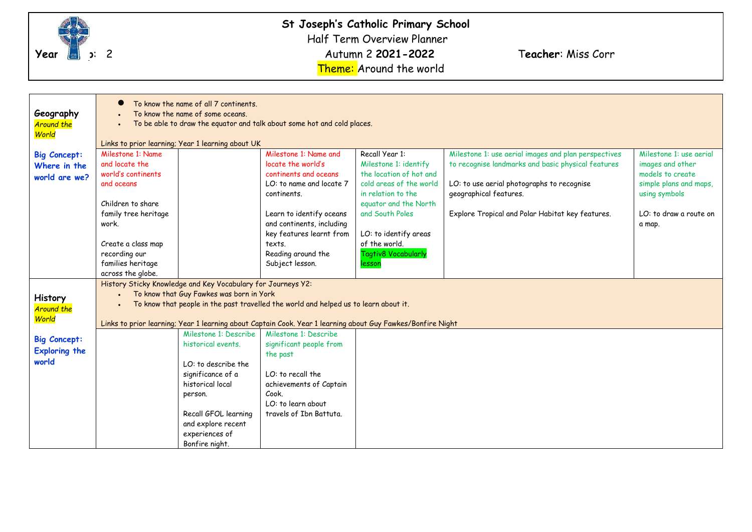# St Joseph's Catholic Primary School

Half Term Overview Planner

**Year Group:** 2

Autumn 2 **2021-2022**

**Teacher**: Miss Corr

**Theme:** Around the world

| | | | | | | |
|---|---|---|---|---|---|---|
| **Geography** *Around the World* **Big Concept: Where in the world are we?** | To know the name of all 7 continents. To know the name of some oceans. To be able to draw the equator and talk about some hot and cold places. Links to prior learning; Year 1 learning about UK | | | | | |
| | Milestone 1: Name and locate the world's continents and oceans<br><br>Children to share family tree heritage work.<br><br>Create a class map recording our families heritage across the globe. | | Milestone 1: Name and locate the world's continents and oceans<br>LO: to name and locate 7 continents.<br><br>Learn to identify oceans and continents, including key features learnt from texts.<br>Reading around the Subject lesson. | Recall Year 1:<br>Milestone 1: identify the location of hot and cold areas of the world in relation to the equator and the North and South Poles<br><br>LO: to identify areas of the world.<br>Tagtiv8 Vocabularly lesson | Milestone 1: use aerial images and plan perspectives to recognise landmarks and basic physical features<br><br>LO: to use aerial photographs to recognise geographical features.<br><br>Explore Tropical and Polar Habitat key features. | Milestone 1: use aerial images and other models to create simple plans and maps, using symbols<br><br>LO: to draw a route on a map. |
| **History** *Around the World* **Big Concept: Exploring the world** | History Sticky Knowledge and Key Vocabulary for Journeys Y2: To know that Guy Fawkes was born in York. To know that people in the past travelled the world and helped us to learn about it. Links to prior learning; Year 1 learning about Captain Cook. Year 1 learning about Guy Fawkes/Bonfire Night | | | | | |
| | | Milestone 1: Describe historical events.<br><br>LO: to describe the significance of a historical local person.<br><br>Recall GFOL learning and explore recent experiences of Bonfire night. | Milestone 1: Describe significant people from the past<br><br>LO: to recall the achievements of Captain Cook.<br>LO: to learn about travels of Ibn Battuta. | | | |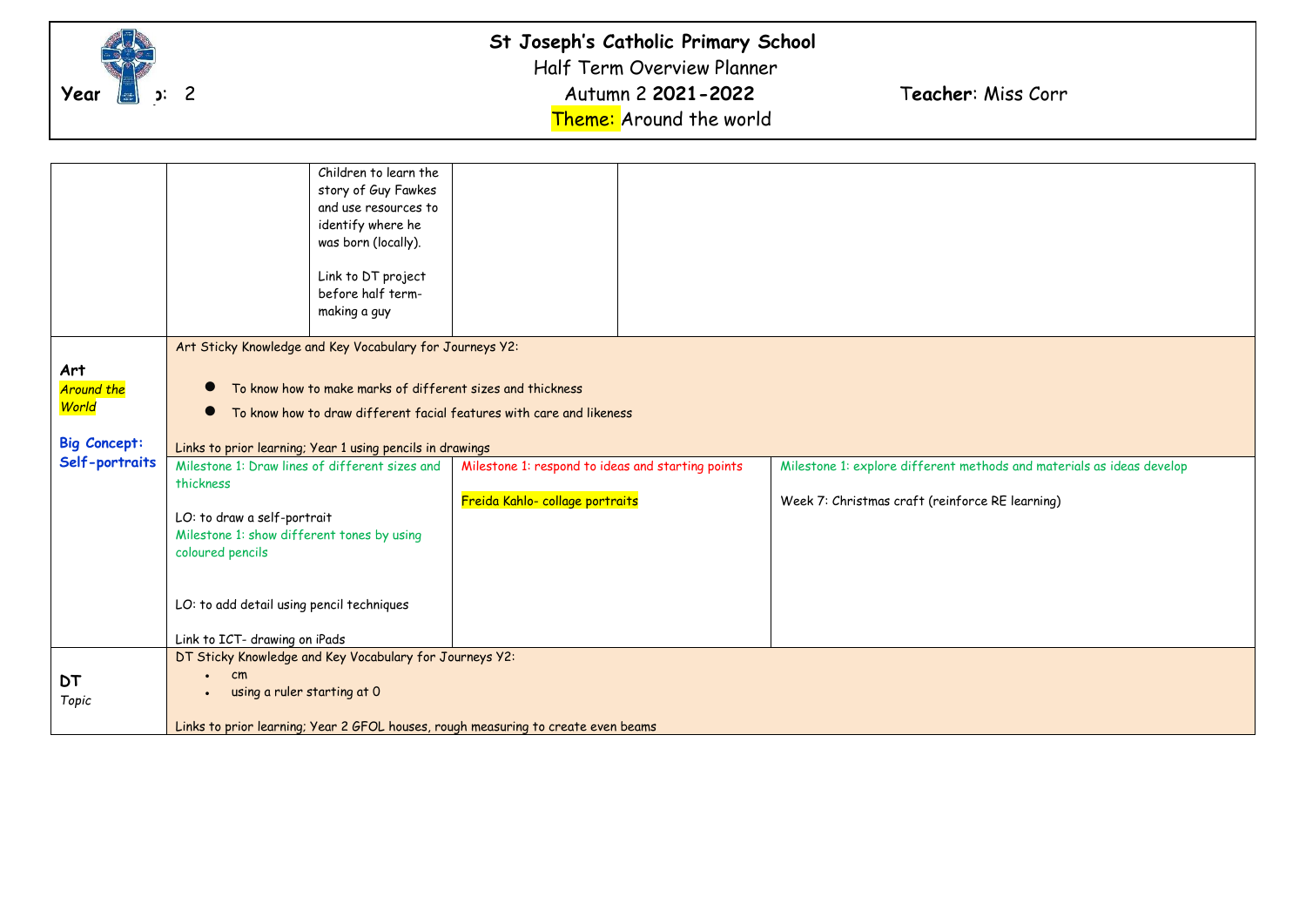# St Joseph's Catholic Primary School

Half Term Overview Planner

**Year Group: 2** | Autumn 2 **2021-2022** | **Teacher**: Miss Corr

Theme: Around the world

| | | | | |
|---|---|---|---|---|
| | | Children to learn the story of Guy Fawkes and use resources to identify where he was born (locally).<br><br>Link to DT project before half term- making a guy | | |
| **Art**<br>*Around the World*<br><br>**Big Concept: Self-portraits** | Art Sticky Knowledge and Key Vocabulary for Journeys Y2:<br><br>● To know how to make marks of different sizes and thickness<br>● To know how to draw different facial features with care and likeness<br><br>Links to prior learning; Year 1 using pencils in drawings | | | |
| | Milestone 1: Draw lines of different sizes and thickness<br><br>LO: to draw a self-portrait<br>Milestone 1: show different tones by using coloured pencils<br><br>LO: to add detail using pencil techniques<br><br>Link to ICT- drawing on iPads | | Milestone 1: respond to ideas and starting points<br><br>Freida Kahlo- collage portraits | Milestone 1: explore different methods and materials as ideas develop<br><br>Week 7: Christmas craft (reinforce RE learning) |
| **DT**<br>*Topic* | DT Sticky Knowledge and Key Vocabulary for Journeys Y2:<br>• cm<br>• using a ruler starting at 0<br><br>Links to prior learning; Year 2 GFOL houses, rough measuring to create even beams | | | |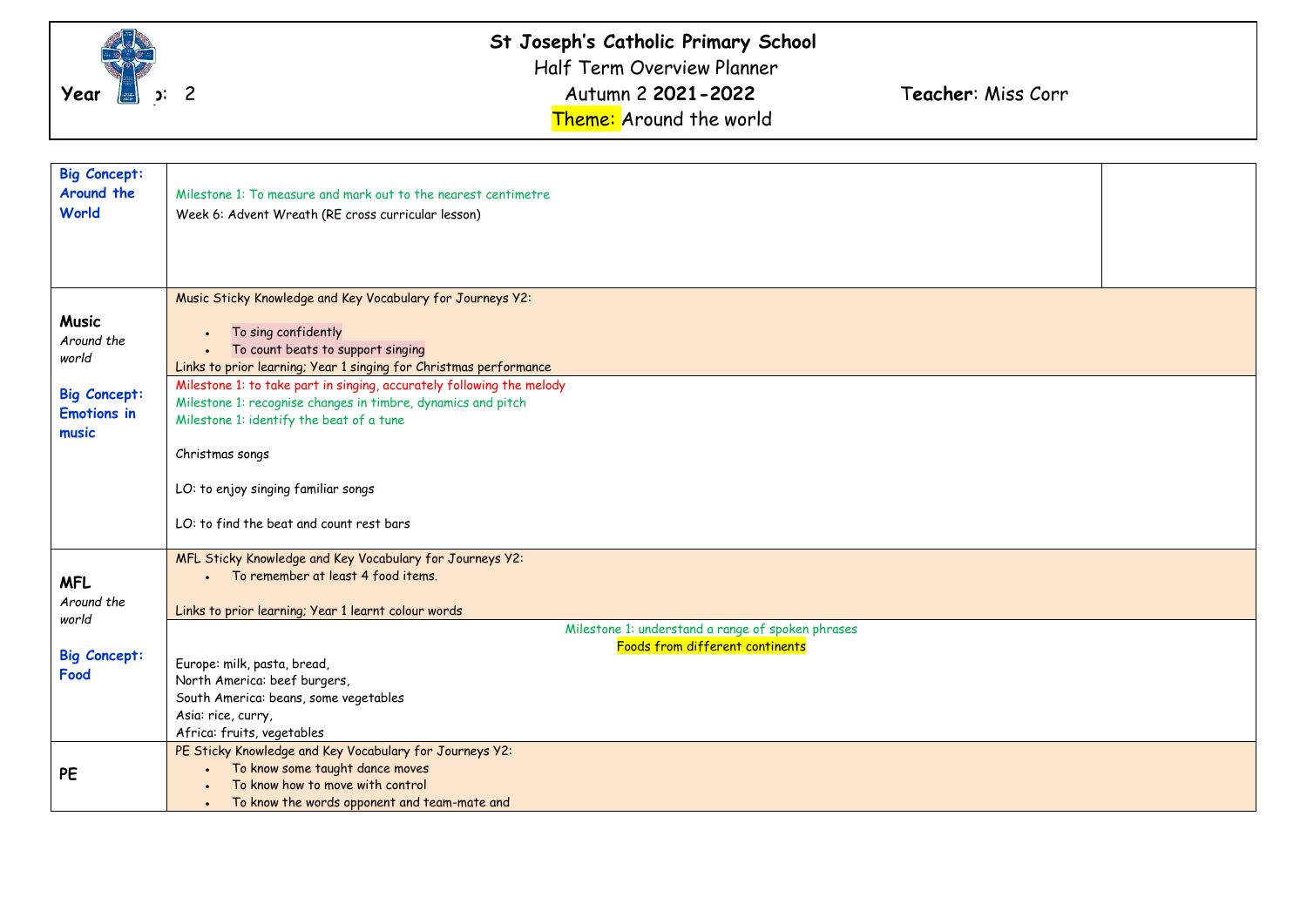**St Joseph's Catholic Primary School**

Half Term Overview Planner

Year Group: 2 | Autumn 2 **2021-2022** | **Teacher**: Miss Corr

Theme: Around the world

| | | |
|---|---|---|
| **Big Concept: Around the World** | Milestone 1: To measure and mark out to the nearest centimetre<br>Week 6: Advent Wreath (RE cross curricular lesson) | |
| **Music**<br>*Around the world*<br><br>**Big Concept: Emotions in music** | Music Sticky Knowledge and Key Vocabulary for Journeys Y2:<br>• To sing confidently<br>• To count beats to support singing<br>Links to prior learning; Year 1 singing for Christmas performance | |
| | Milestone 1: to take part in singing, accurately following the melody<br>Milestone 1: recognise changes in timbre, dynamics and pitch<br>Milestone 1: identify the beat of a tune<br><br>Christmas songs<br><br>LO: to enjoy singing familiar songs<br><br>LO: to find the beat and count rest bars | |
| **MFL**<br>*Around the world*<br><br>**Big Concept: Food** | MFL Sticky Knowledge and Key Vocabulary for Journeys Y2:<br>• To remember at least 4 food items.<br><br>Links to prior learning; Year 1 learnt colour words | |
| | Milestone 1: understand a range of spoken phrases<br>Foods from different continents<br>Europe: milk, pasta, bread,<br>North America: beef burgers,<br>South America: beans, some vegetables<br>Asia: rice, curry,<br>Africa: fruits, vegetables | |
| **PE** | PE Sticky Knowledge and Key Vocabulary for Journeys Y2:<br>• To know some taught dance moves<br>• To know how to move with control<br>• To know the words opponent and team-mate and | |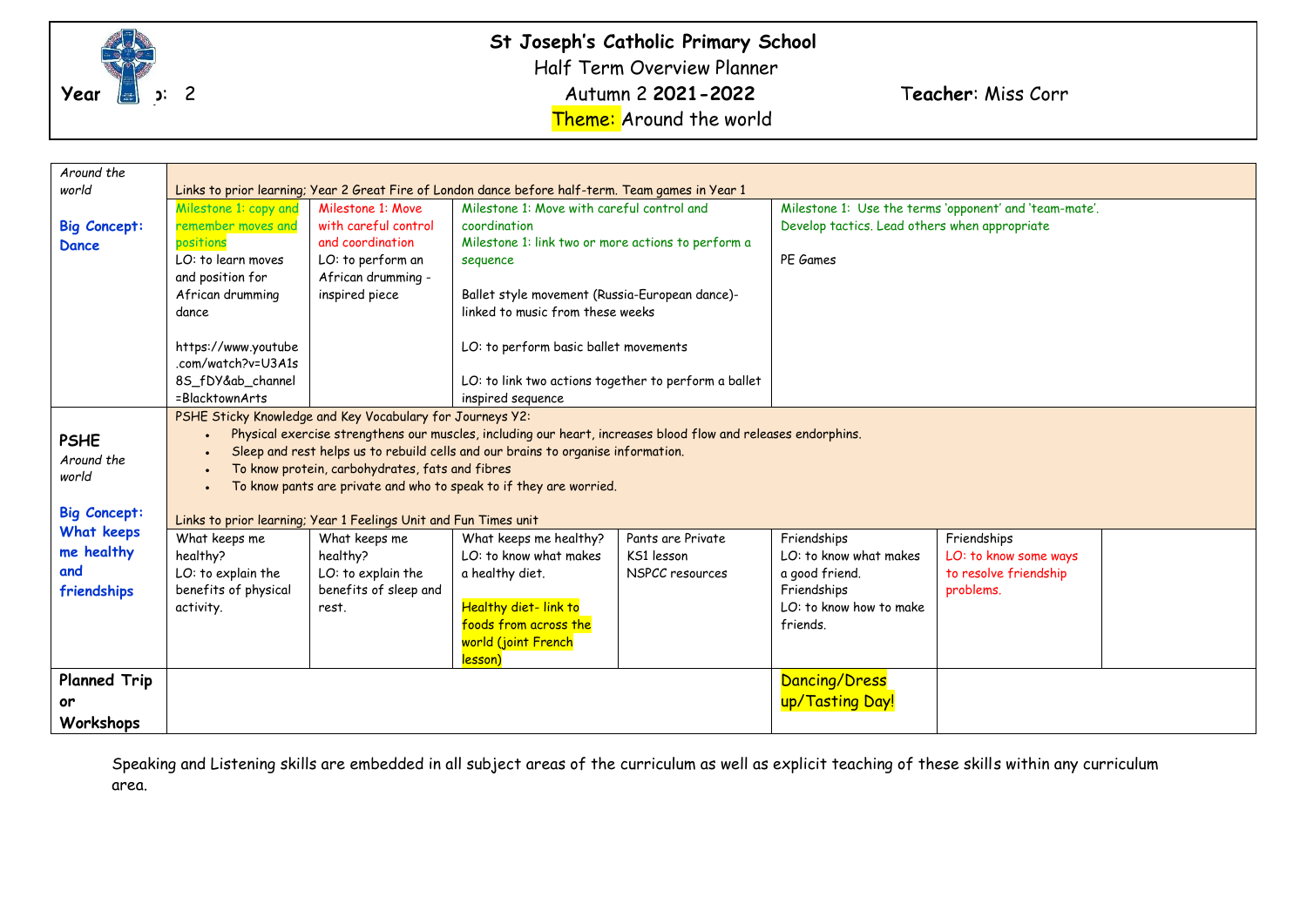# St Joseph's Catholic Primary School

Half Term Overview Planner

**Year Group: 2** | Autumn 2 **2021-2022** | **Teacher**: Miss Corr

Theme: Around the world

| *Around the world* **Big Concept: Dance** | Links to prior learning; Year 2 Great Fire of London dance before half-term. Team games in Year 1 | | | | | | |
|---|---|---|---|---|---|---|---|
| | Milestone 1: copy and remember moves and positions<br>LO: to learn moves and position for African drumming dance<br><br>https://www.youtube.com/watch?v=U3A1s8S_fDY&ab_channel=BlacktownArts | Milestone 1: Move with careful control and coordination<br>LO: to perform an African drumming - inspired piece | Milestone 1: Move with careful control and coordination<br>Milestone 1: link two or more actions to perform a sequence<br><br>Ballet style movement (Russia-European dance)- linked to music from these weeks<br><br>LO: to perform basic ballet movements<br><br>LO: to link two actions together to perform a ballet inspired sequence | | Milestone 1: Use the terms 'opponent' and 'team-mate'. Develop tactics. Lead others when appropriate<br><br>PE Games | | |
| **PSHE** *Around the world* **Big Concept: What keeps me healthy and friendships** | PSHE Sticky Knowledge and Key Vocabulary for Journeys Y2:<br>• Physical exercise strengthens our muscles, including our heart, increases blood flow and releases endorphins.<br>• Sleep and rest helps us to rebuild cells and our brains to organise information.<br>• To know protein, carbohydrates, fats and fibres<br>• To know pants are private and who to speak to if they are worried.<br><br>Links to prior learning; Year 1 Feelings Unit and Fun Times unit | | | | | | |
| | What keeps me healthy?<br>LO: to explain the benefits of physical activity. | What keeps me healthy?<br>LO: to explain the benefits of sleep and rest. | What keeps me healthy?<br>LO: to know what makes a healthy diet.<br><br>Healthy diet- link to foods from across the world (joint French lesson) | Pants are Private<br>KS1 lesson<br>NSPCC resources | Friendships<br>LO: to know what makes a good friend.<br>Friendships<br>LO: to know how to make friends. | Friendships<br>LO: to know some ways to resolve friendship problems. | |
| **Planned Trip or Workshops** | | | | | Dancing/Dress up/Tasting Day! | | |

Speaking and Listening skills are embedded in all subject areas of the curriculum as well as explicit teaching of these skills within any curriculum area.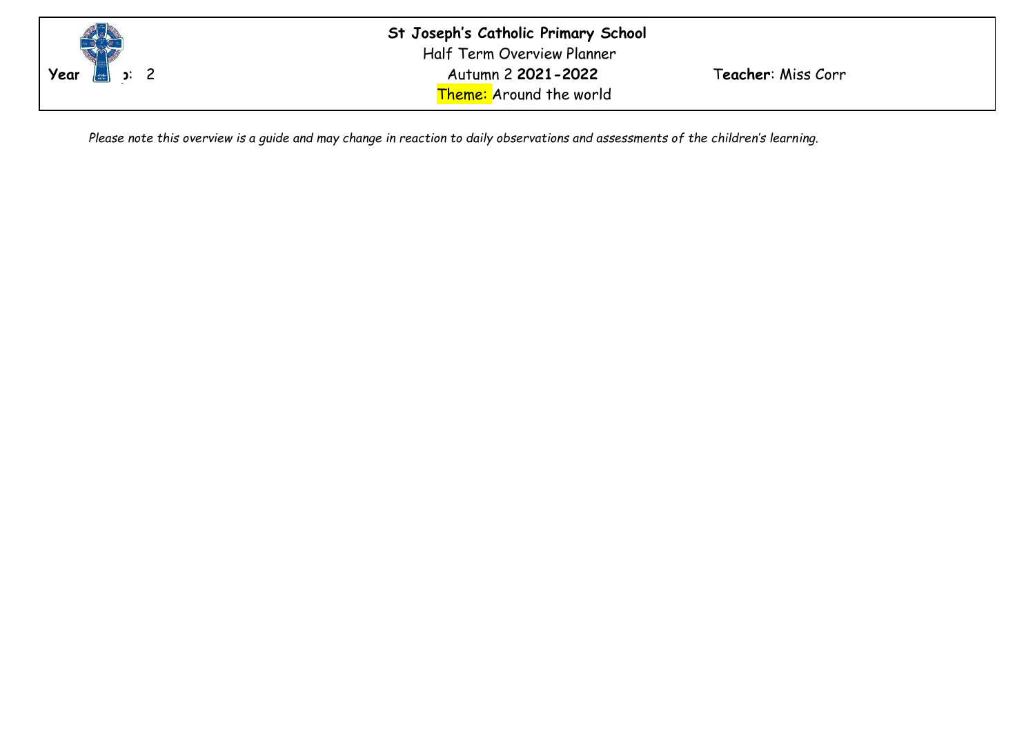**St Joseph's Catholic Primary School**

Half Term Overview Planner

**Year** Group: 2 — Autumn 2 **2021-2022** — **Teacher**: Miss Corr

Theme: Around the world

*Please note this overview is a guide and may change in reaction to daily observations and assessments of the children's learning.*